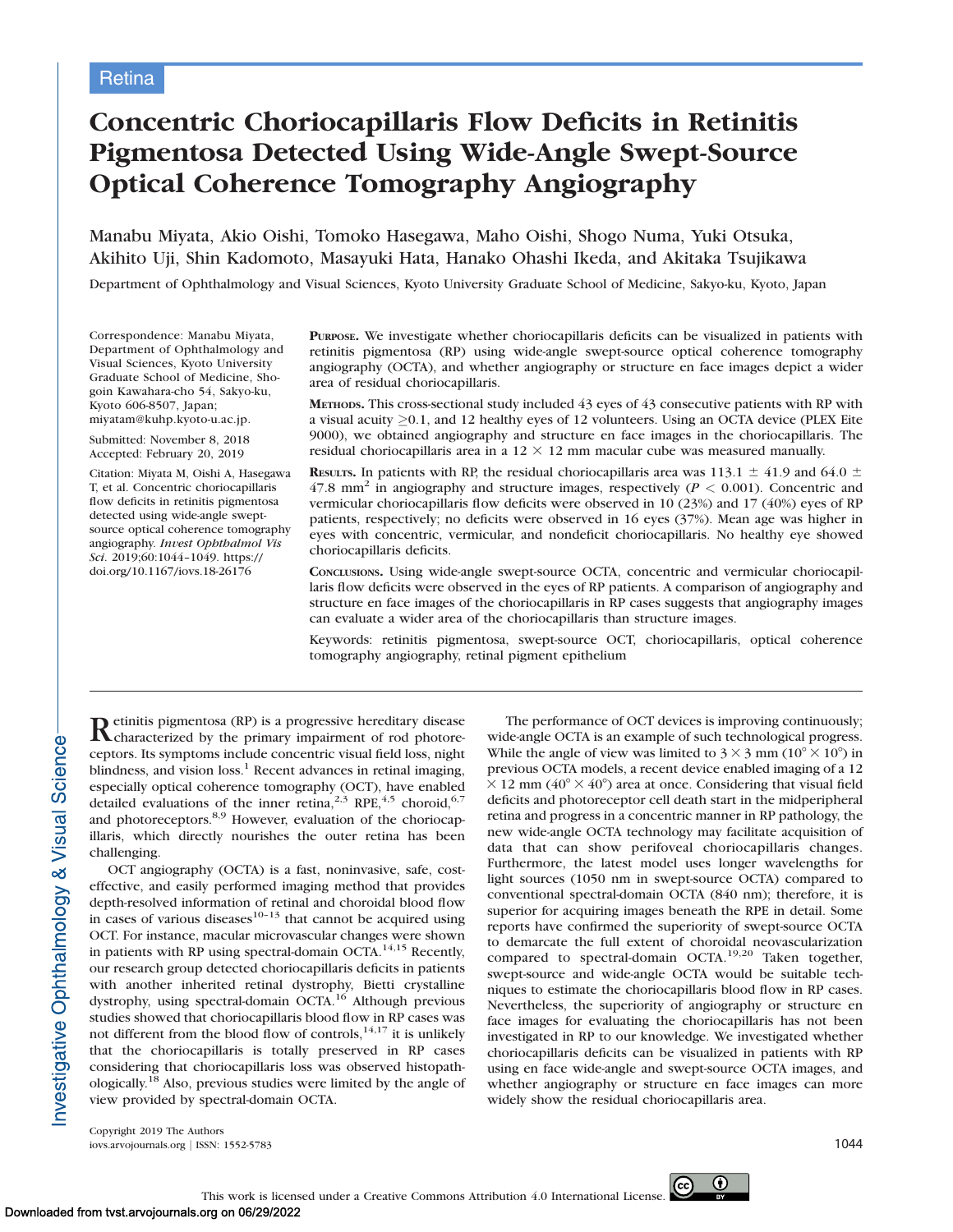Retina

# Concentric Choriocapillaris Flow Deficits in Retinitis Pigmentosa Detected Using Wide-Angle Swept-Source Optical Coherence Tomography Angiography

Manabu Miyata, Akio Oishi, Tomoko Hasegawa, Maho Oishi, Shogo Numa, Yuki Otsuka, Akihito Uji, Shin Kadomoto, Masayuki Hata, Hanako Ohashi Ikeda, and Akitaka Tsujikawa

Department of Ophthalmology and Visual Sciences, Kyoto University Graduate School of Medicine, Sakyo-ku, Kyoto, Japan

Correspondence: Manabu Miyata, Department of Ophthalmology and Visual Sciences, Kyoto University Graduate School of Medicine, Shogoin Kawahara-cho 54, Sakyo-ku, Kyoto 606-8507, Japan; miyatam@kuhp.kyoto-u.ac.jp.

Submitted: November 8, 2018
Accepted: February 20, 2019

Citation: Miyata M, Oishi A, Hasegawa T, et al. Concentric choriocapillaris flow deficits in retinitis pigmentosa detected using wide-angle swept-source optical coherence tomography angiography. *Invest Ophthalmol Vis Sci*. 2019;60:1044–1049. https://doi.org/10.1167/iovs.18-26176

**Purpose.** We investigate whether choriocapillaris deficits can be visualized in patients with retinitis pigmentosa (RP) using wide-angle swept-source optical coherence tomography angiography (OCTA), and whether angiography or structure en face images depict a wider area of residual choriocapillaris.

**Methods.** This cross-sectional study included 43 eyes of 43 consecutive patients with RP with a visual acuity $\geq$0.1, and 12 healthy eyes of 12 volunteers. Using an OCTA device (PLEX Eite 9000), we obtained angiography and structure en face images in the choriocapillaris. The residual choriocapillaris area in a $12 \times 12$ mm macular cube was measured manually.

**Results.** In patients with RP, the residual choriocapillaris area was $113.1 \pm 41.9$ and $64.0 \pm 47.8$ mm$^2$ in angiography and structure images, respectively ($P < 0.001$). Concentric and vermicular choriocapillaris flow deficits were observed in 10 (23%) and 17 (40%) eyes of RP patients, respectively; no deficits were observed in 16 eyes (37%). Mean age was higher in eyes with concentric, vermicular, and nondeficit choriocapillaris. No healthy eye showed choriocapillaris deficits.

**Conclusions.** Using wide-angle swept-source OCTA, concentric and vermicular choriocapillaris flow deficits were observed in the eyes of RP patients. A comparison of angiography and structure en face images of the choriocapillaris in RP cases suggests that angiography images can evaluate a wider area of the choriocapillaris than structure images.

Keywords: retinitis pigmentosa, swept-source OCT, choriocapillaris, optical coherence tomography angiography, retinal pigment epithelium

Retinitis pigmentosa (RP) is a progressive hereditary disease characterized by the primary impairment of rod photoreceptors. Its symptoms include concentric visual field loss, night blindness, and vision loss.[1] Recent advances in retinal imaging, especially optical coherence tomography (OCT), have enabled detailed evaluations of the inner retina,[2,3] RPE,[4,5] choroid,[6,7] and photoreceptors.[8,9] However, evaluation of the choriocapillaris, which directly nourishes the outer retina has been challenging.

OCT angiography (OCTA) is a fast, noninvasive, safe, cost-effective, and easily performed imaging method that provides depth-resolved information of retinal and choroidal blood flow in cases of various diseases[10–13] that cannot be acquired using OCT. For instance, macular microvascular changes were shown in patients with RP using spectral-domain OCTA.[14,15] Recently, our research group detected choriocapillaris deficits in patients with another inherited retinal dystrophy, Bietti crystalline dystrophy, using spectral-domain OCTA.[16] Although previous studies showed that choriocapillaris blood flow in RP cases was not different from the blood flow of controls,[14,17] it is unlikely that the choriocapillaris is totally preserved in RP cases considering that choriocapillaris loss was observed histopathologically.[18] Also, previous studies were limited by the angle of view provided by spectral-domain OCTA.

The performance of OCT devices is improving continuously; wide-angle OCTA is an example of such technological progress. While the angle of view was limited to $3 \times 3$ mm ($10° \times 10°$) in previous OCTA models, a recent device enabled imaging of a $12 \times 12$ mm ($40° \times 40°$) area at once. Considering that visual field deficits and photoreceptor cell death start in the midperipheral retina and progress in a concentric manner in RP pathology, the new wide-angle OCTA technology may facilitate acquisition of data that can show perifoveal choriocapillaris changes. Furthermore, the latest model uses longer wavelengths for light sources (1050 nm in swept-source OCTA) compared to conventional spectral-domain OCTA (840 nm); therefore, it is superior for acquiring images beneath the RPE in detail. Some reports have confirmed the superiority of swept-source OCTA to demarcate the full extent of choroidal neovascularization compared to spectral-domain OCTA.[19,20] Taken together, swept-source and wide-angle OCTA would be suitable techniques to estimate the choriocapillaris blood flow in RP cases. Nevertheless, the superiority of angiography or structure en face images for evaluating the choriocapillaris has not been investigated in RP to our knowledge. We investigated whether choriocapillaris deficits can be visualized in patients with RP using en face wide-angle and swept-source OCTA images, and whether angiography or structure en face images can more widely show the residual choriocapillaris area.

Copyright 2019 The Authors
iovs.arvojournals.org | ISSN: 1552-5783

This work is licensed under a Creative Commons Attribution 4.0 International License.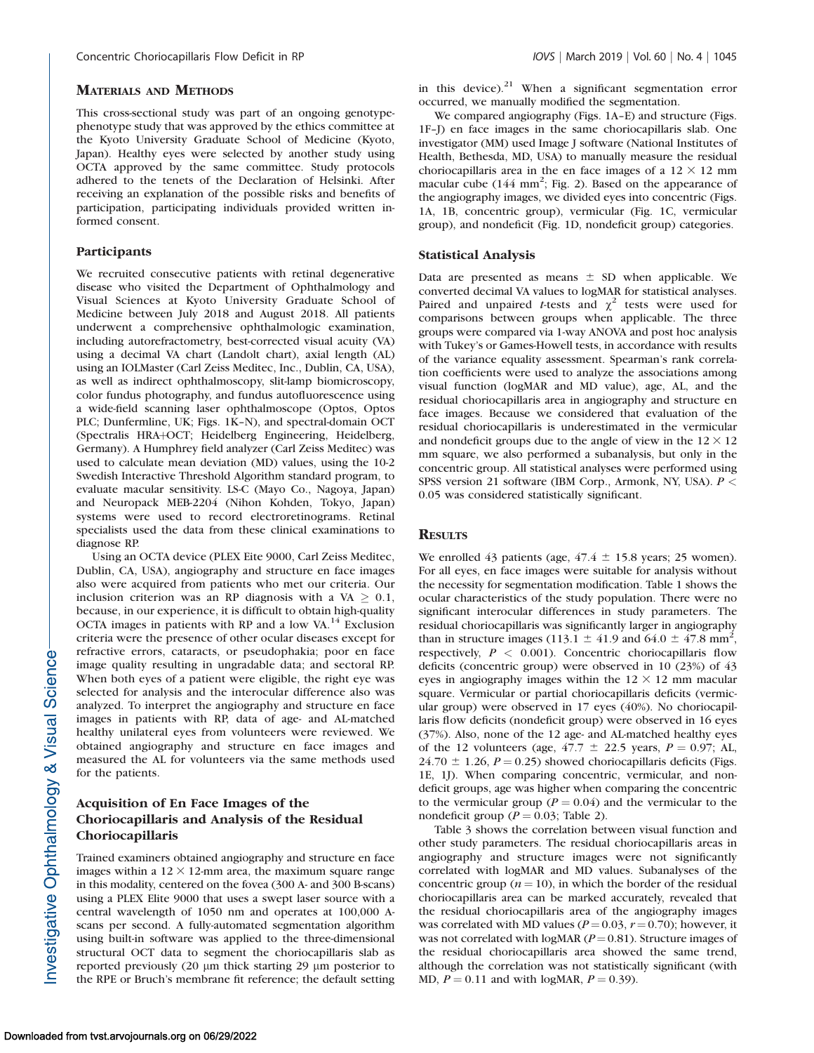## Materials and Methods

This cross-sectional study was part of an ongoing genotype-phenotype study that was approved by the ethics committee at the Kyoto University Graduate School of Medicine (Kyoto, Japan). Healthy eyes were selected by another study using OCTA approved by the same committee. Study protocols adhered to the tenets of the Declaration of Helsinki. After receiving an explanation of the possible risks and benefits of participation, participating individuals provided written informed consent.

### Participants

We recruited consecutive patients with retinal degenerative disease who visited the Department of Ophthalmology and Visual Sciences at Kyoto University Graduate School of Medicine between July 2018 and August 2018. All patients underwent a comprehensive ophthalmologic examination, including autorefractometry, best-corrected visual acuity (VA) using a decimal VA chart (Landolt chart), axial length (AL) using an IOLMaster (Carl Zeiss Meditec, Inc., Dublin, CA, USA), as well as indirect ophthalmoscopy, slit-lamp biomicroscopy, color fundus photography, and fundus autofluorescence using a wide-field scanning laser ophthalmoscope (Optos, Optos PLC; Dunfermline, UK; Figs. 1K–N), and spectral-domain OCT (Spectralis HRA+OCT; Heidelberg Engineering, Heidelberg, Germany). A Humphrey field analyzer (Carl Zeiss Meditec) was used to calculate mean deviation (MD) values, using the 10-2 Swedish Interactive Threshold Algorithm standard program, to evaluate macular sensitivity. LS-C (Mayo Co., Nagoya, Japan) and Neuropack MEB-2204 (Nihon Kohden, Tokyo, Japan) systems were used to record electroretinograms. Retinal specialists used the data from these clinical examinations to diagnose RP.

Using an OCTA device (PLEX Eite 9000, Carl Zeiss Meditec, Dublin, CA, USA), angiography and structure en face images also were acquired from patients who met our criteria. Our inclusion criterion was an RP diagnosis with a VA $\geq$ 0.1, because, in our experience, it is difficult to obtain high-quality OCTA images in patients with RP and a low VA.[14] Exclusion criteria were the presence of other ocular diseases except for refractive errors, cataracts, or pseudophakia; poor en face image quality resulting in ungradable data; and sectoral RP. When both eyes of a patient were eligible, the right eye was selected for analysis and the interocular difference also was analyzed. To interpret the angiography and structure en face images in patients with RP, data of age- and AL-matched healthy unilateral eyes from volunteers were reviewed. We obtained angiography and structure en face images and measured the AL for volunteers via the same methods used for the patients.

### Acquisition of En Face Images of the Choriocapillaris and Analysis of the Residual Choriocapillaris

Trained examiners obtained angiography and structure en face images within a $12 \times 12$-mm area, the maximum square range in this modality, centered on the fovea (300 A- and 300 B-scans) using a PLEX Elite 9000 that uses a swept laser source with a central wavelength of 1050 nm and operates at 100,000 A-scans per second. A fully-automated segmentation algorithm using built-in software was applied to the three-dimensional structural OCT data to segment the choriocapillaris slab as reported previously (20 µm thick starting 29 µm posterior to the RPE or Bruch's membrane fit reference; the default setting in this device).[21] When a significant segmentation error occurred, we manually modified the segmentation.

We compared angiography (Figs. 1A–E) and structure (Figs. 1F–J) en face images in the same choriocapillaris slab. One investigator (MM) used Image J software (National Institutes of Health, Bethesda, MD, USA) to manually measure the residual choriocapillaris area in the en face images of a $12 \times 12$ mm macular cube (144 mm$^2$; Fig. 2). Based on the appearance of the angiography images, we divided eyes into concentric (Figs. 1A, 1B, concentric group), vermicular (Fig. 1C, vermicular group), and nondeficit (Fig. 1D, nondeficit group) categories.

### Statistical Analysis

Data are presented as means $\pm$ SD when applicable. We converted decimal VA values to logMAR for statistical analyses. Paired and unpaired *t*-tests and $\chi^2$ tests were used for comparisons between groups when applicable. The three groups were compared via 1-way ANOVA and post hoc analysis with Tukey's or Games-Howell tests, in accordance with results of the variance equality assessment. Spearman's rank correlation coefficients were used to analyze the associations among visual function (logMAR and MD value), age, AL, and the residual choriocapillaris area in angiography and structure en face images. Because we considered that evaluation of the residual choriocapillaris is underestimated in the vermicular and nondeficit groups due to the angle of view in the $12 \times 12$ mm square, we also performed a subanalysis, but only in the concentric group. All statistical analyses were performed using SPSS version 21 software (IBM Corp., Armonk, NY, USA). $P <$ 0.05 was considered statistically significant.

## Results

We enrolled 43 patients (age, 47.4 $\pm$ 15.8 years; 25 women). For all eyes, en face images were suitable for analysis without the necessity for segmentation modification. Table 1 shows the ocular characteristics of the study population. There were no significant interocular differences in study parameters. The residual choriocapillaris was significantly larger in angiography than in structure images (113.1 $\pm$ 41.9 and 64.0 $\pm$ 47.8 mm$^2$, respectively, $P <$ 0.001). Concentric choriocapillaris flow deficits (concentric group) were observed in 10 (23%) of 43 eyes in angiography images within the $12 \times 12$ mm macular square. Vermicular or partial choriocapillaris deficits (vermicular group) were observed in 17 eyes (40%). No choriocapillaris flow deficits (nondeficit group) were observed in 16 eyes (37%). Also, none of the 12 age- and AL-matched healthy eyes of the 12 volunteers (age, 47.7 $\pm$ 22.5 years, $P =$ 0.97; AL, 24.70 $\pm$ 1.26, $P =$ 0.25) showed choriocapillaris deficits (Figs. 1E, 1J). When comparing concentric, vermicular, and nondeficit groups, age was higher when comparing the concentric to the vermicular group ($P =$ 0.04) and the vermicular to the nondeficit group ($P =$ 0.03; Table 2).

Table 3 shows the correlation between visual function and other study parameters. The residual choriocapillaris areas in angiography and structure images were not significantly correlated with logMAR and MD values. Subanalyses of the concentric group ($n =$ 10), in which the border of the residual choriocapillaris area can be marked accurately, revealed that the residual choriocapillaris area of the angiography images was correlated with MD values ($P =$ 0.03, $r =$ 0.70); however, it was not correlated with logMAR ($P =$ 0.81). Structure images of the residual choriocapillaris area showed the same trend, although the correlation was not statistically significant (with MD, $P =$ 0.11 and with logMAR, $P =$ 0.39).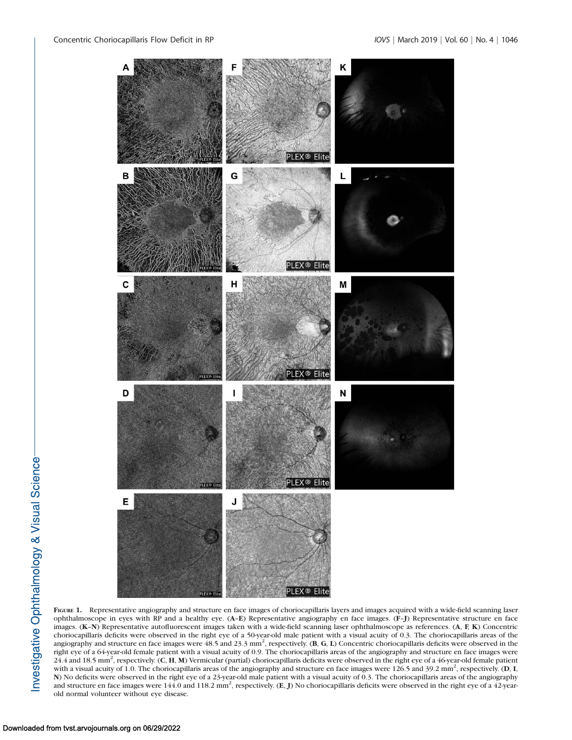**Figure 1.** Representative angiography and structure en face images of choriocapillaris layers and images acquired with a wide-field scanning laser ophthalmoscope in eyes with RP and a healthy eye. (**A–E**) Representative angiography en face images. (**F–J**) Representative structure en face images. (**K–N**) Representative autofluorescent images taken with a wide-field scanning laser ophthalmoscope as references. (**A**, **F**, **K**) Concentric choriocapillaris deficits were observed in the right eye of a 50-year-old male patient with a visual acuity of 0.3. The choriocapillaris areas of the angiography and structure en face images were 48.5 and 23.3 $mm^2$, respectively. (**B**, **G**, **L**) Concentric choriocapillaris deficits were observed in the right eye of a 64-year-old female patient with a visual acuity of 0.9. The choriocapillaris areas of the angiography and structure en face images were 24.4 and 18.5 $mm^2$, respectively. (**C**, **H**, **M**) Vermicular (partial) choriocapillaris deficits were observed in the right eye of a 46-year-old female patient with a visual acuity of 1.0. The choriocapillaris areas of the angiography and structure en face images were 126.5 and 39.2 $mm^2$, respectively. (**D**, **I**, **N**) No deficits were observed in the right eye of a 23-year-old male patient with a visual acuity of 0.3. The choriocapillaris areas of the angiography and structure en face images were 144.0 and 118.2 $mm^2$, respectively. (**E**, **J**) No choriocapillaris deficits were observed in the right eye of a 42-year-old normal volunteer without eye disease.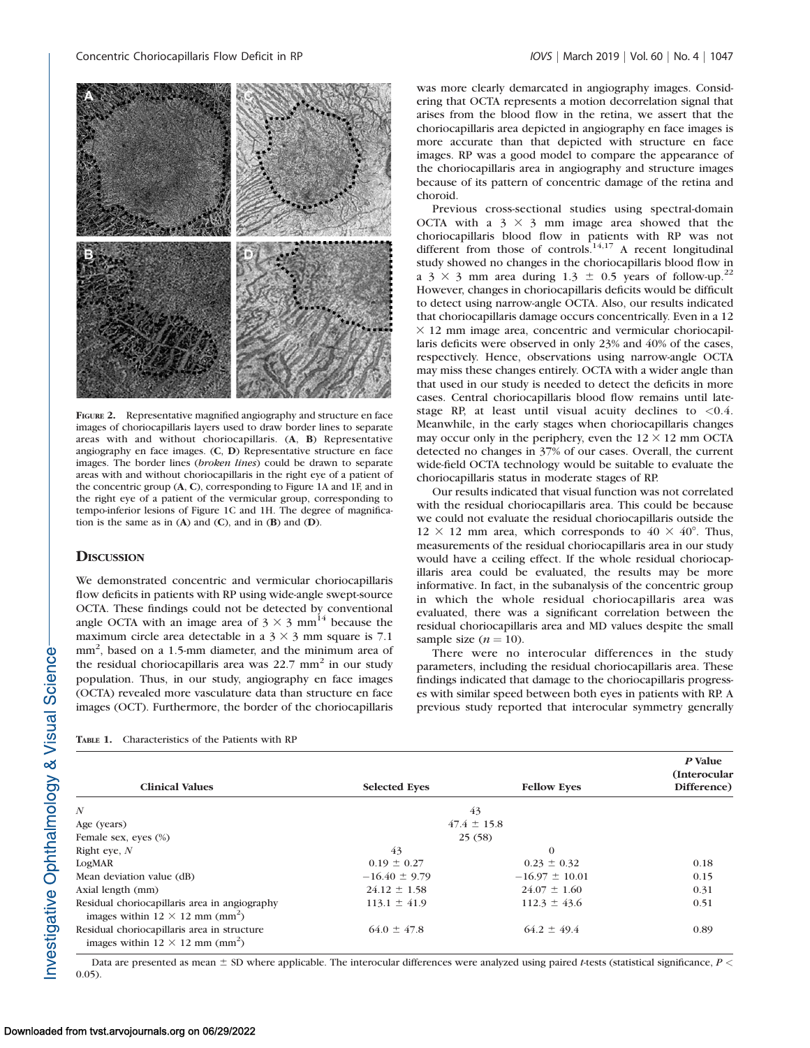FIGURE 2. Representative magnified angiography and structure en face images of choriocapillaris layers used to draw border lines to separate areas with and without choriocapillaris. (A, B) Representative angiography en face images. (C, D) Representative structure en face images. The border lines (*broken lines*) could be drawn to separate areas with and without choriocapillaris in the right eye of a patient of the concentric group (A, C), corresponding to Figure 1A and 1F, and in the right eye of a patient of the vermicular group, corresponding to tempo-inferior lesions of Figure 1C and 1H. The degree of magnification is the same as in (A) and (C), and in (B) and (D).

## DISCUSSION

We demonstrated concentric and vermicular choriocapillaris flow deficits in patients with RP using wide-angle swept-source OCTA. These findings could not be detected by conventional angle OCTA with an image area of $3 \times 3$ mm[14] because the maximum circle area detectable in a $3 \times 3$ mm square is 7.1 $mm^2$, based on a 1.5-mm diameter, and the minimum area of the residual choriocapillaris area was 22.7 $mm^2$ in our study population. Thus, in our study, angiography en face images (OCTA) revealed more vasculature data than structure en face images (OCT). Furthermore, the border of the choriocapillaris was more clearly demarcated in angiography images. Considering that OCTA represents a motion decorrelation signal that arises from the blood flow in the retina, we assert that the choriocapillaris area depicted in angiography en face images is more accurate than that depicted with structure en face images. RP was a good model to compare the appearance of the choriocapillaris area in angiography and structure images because of its pattern of concentric damage of the retina and choroid.

Previous cross-sectional studies using spectral-domain OCTA with a $3 \times 3$ mm image area showed that the choriocapillaris blood flow in patients with RP was not different from those of controls.[14,17] A recent longitudinal study showed no changes in the choriocapillaris blood flow in a $3 \times 3$ mm area during $1.3 \pm 0.5$ years of follow-up.[22] However, changes in choriocapillaris deficits would be difficult to detect using narrow-angle OCTA. Also, our results indicated that choriocapillaris damage occurs concentrically. Even in a 12 $\times$ 12 mm image area, concentric and vermicular choriocapillaris deficits were observed in only 23% and 40% of the cases, respectively. Hence, observations using narrow-angle OCTA may miss these changes entirely. OCTA with a wider angle than that used in our study is needed to detect the deficits in more cases. Central choriocapillaris blood flow remains until late-stage RP, at least until visual acuity declines to <0.4. Meanwhile, in the early stages when choriocapillaris changes may occur only in the periphery, even the $12 \times 12$ mm OCTA detected no changes in 37% of our cases. Overall, the current wide-field OCTA technology would be suitable to evaluate the choriocapillaris status in moderate stages of RP.

Our results indicated that visual function was not correlated with the residual choriocapillaris area. This could be because we could not evaluate the residual choriocapillaris outside the $12 \times 12$ mm area, which corresponds to $40 \times 40°$. Thus, measurements of the residual choriocapillaris area in our study would have a ceiling effect. If the whole residual choriocapillaris area could be evaluated, the results may be more informative. In fact, in the subanalysis of the concentric group in which the whole residual choriocapillaris area was evaluated, there was a significant correlation between the residual choriocapillaris area and MD values despite the small sample size ($n = 10$).

There were no interocular differences in the study parameters, including the residual choriocapillaris area. These findings indicated that damage to the choriocapillaris progresses with similar speed between both eyes in patients with RP. A previous study reported that interocular symmetry generally

TABLE 1. Characteristics of the Patients with RP

| Clinical Values | Selected Eyes | Fellow Eyes | P Value (Interocular Difference) |
|---|---|---|---|
| *N* | 43 | | |
| Age (years) | 47.4 ± 15.8 | | |
| Female sex, eyes (%) | 25 (58) | | |
| Right eye, *N* | 43 | 0 | |
| LogMAR | 0.19 ± 0.27 | 0.23 ± 0.32 | 0.18 |
| Mean deviation value (dB) | −16.40 ± 9.79 | −16.97 ± 10.01 | 0.15 |
| Axial length (mm) | 24.12 ± 1.58 | 24.07 ± 1.60 | 0.31 |
| Residual choriocapillaris area in angiography images within 12 × 12 mm ($mm^2$) | 113.1 ± 41.9 | 112.3 ± 43.6 | 0.51 |
| Residual choriocapillaris area in structure images within 12 × 12 mm ($mm^2$) | 64.0 ± 47.8 | 64.2 ± 49.4 | 0.89 |

Data are presented as mean ± SD where applicable. The interocular differences were analyzed using paired *t*-tests (statistical significance, $P < 0.05$).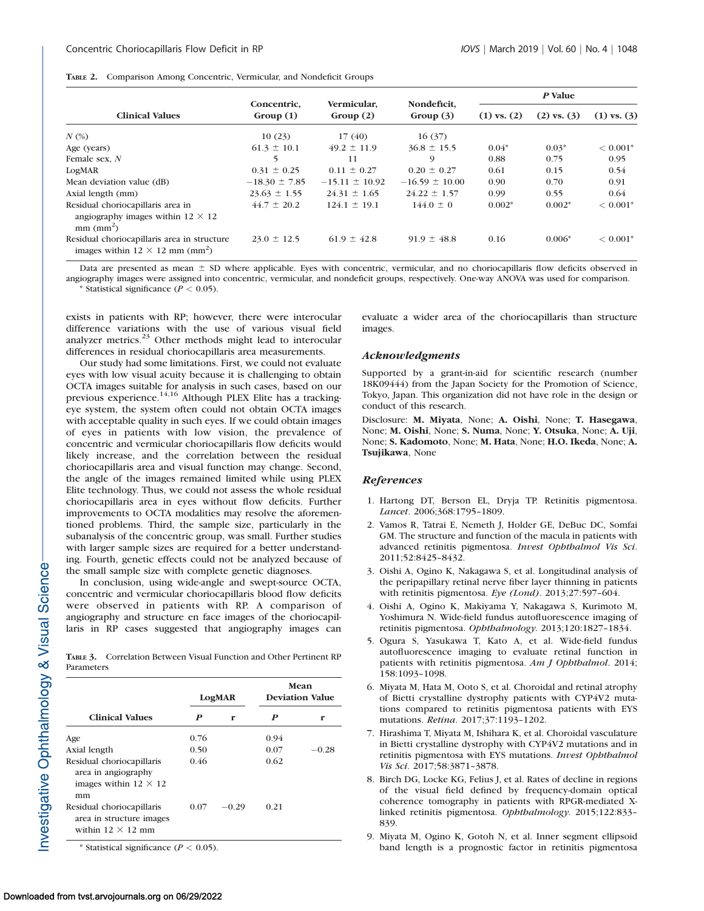**TABLE 2.** Comparison Among Concentric, Vermicular, and Nondeficit Groups

| Clinical Values | Concentric, Group (1) | Vermicular, Group (2) | Nondeficit, Group (3) | P Value | | |
|---|---|---|---|---|---|---|
| | | | | (1) vs. (2) | (2) vs. (3) | (1) vs. (3) |
| N (%) | 10 (23) | 17 (40) | 16 (37) | | | |
| Age (years) | 61.3 ± 10.1 | 49.2 ± 11.9 | 36.8 ± 15.5 | 0.04* | 0.03* | < 0.001* |
| Female sex, N | 5 | 11 | 9 | 0.88 | 0.75 | 0.95 |
| LogMAR | 0.31 ± 0.25 | 0.11 ± 0.27 | 0.20 ± 0.27 | 0.61 | 0.15 | 0.54 |
| Mean deviation value (dB) | −18.30 ± 7.85 | −15.11 ± 10.92 | −16.59 ± 10.00 | 0.90 | 0.70 | 0.91 |
| Axial length (mm) | 23.63 ± 1.55 | 24.31 ± 1.65 | 24.22 ± 1.57 | 0.99 | 0.55 | 0.64 |
| Residual choriocapillaris area in angiography images within 12 × 12 mm ($mm^2$) | 44.7 ± 20.2 | 124.1 ± 19.1 | 144.0 ± 0 | 0.002* | 0.002* | < 0.001* |
| Residual choriocapillaris area in structure images within 12 × 12 mm ($mm^2$) | 23.0 ± 12.5 | 61.9 ± 42.8 | 91.9 ± 48.8 | 0.16 | 0.006* | < 0.001* |

Data are presented as mean ± SD where applicable. Eyes with concentric, vermicular, and no choriocapillaris flow deficits observed in angiography images were assigned into concentric, vermicular, and nondeficit groups, respectively. One-way ANOVA was used for comparison.

\* Statistical significance ($P < 0.05$).

exists in patients with RP; however, there were interocular difference variations with the use of various visual field analyzer metrics.[23] Other methods might lead to interocular differences in residual choriocapillaris area measurements.

Our study had some limitations. First, we could not evaluate eyes with low visual acuity because it is challenging to obtain OCTA images suitable for analysis in such cases, based on our previous experience.[14,16] Although PLEX Elite has a tracking-eye system, the system often could not obtain OCTA images with acceptable quality in such eyes. If we could obtain images of eyes in patients with low vision, the prevalence of concentric and vermicular choriocapillaris flow deficits would likely increase, and the correlation between the residual choriocapillaris area and visual function may change. Second, the angle of the images remained limited while using PLEX Elite technology. Thus, we could not assess the whole residual choriocapillaris area in eyes without flow deficits. Further improvements to OCTA modalities may resolve the aforementioned problems. Third, the sample size, particularly in the subanalysis of the concentric group, was small. Further studies with larger sample sizes are required for a better understanding. Fourth, genetic effects could not be analyzed because of the small sample size with complete genetic diagnoses.

In conclusion, using wide-angle and swept-source OCTA, concentric and vermicular choriocapillaris blood flow deficits were observed in patients with RP. A comparison of angiography and structure en face images of the choriocapillaris in RP cases suggested that angiography images can evaluate a wider area of the choriocapillaris than structure images.

**TABLE 3.** Correlation Between Visual Function and Other Pertinent RP Parameters

| Clinical Values | LogMAR | | Mean Deviation Value | |
|---|---|---|---|---|
| | P | r | P | r |
| Age | 0.76 | | 0.94 | |
| Axial length | 0.50 | | 0.07 | −0.28 |
| Residual choriocapillaris area in angiography images within 12 × 12 mm | 0.46 | | 0.62 | |
| Residual choriocapillaris area in structure images within 12 × 12 mm | 0.07 | −0.29 | 0.21 | |

\* Statistical significance ($P < 0.05$).

### Acknowledgments

Supported by a grant-in-aid for scientific research (number 18K09444) from the Japan Society for the Promotion of Science, Tokyo, Japan. This organization did not have role in the design or conduct of this research.

Disclosure: **M. Miyata**, None; **A. Oishi**, None; **T. Hasegawa**, None; **M. Oishi**, None; **S. Numa**, None; **Y. Otsuka**, None; **A. Uji**, None; **S. Kadomoto**, None; **M. Hata**, None; **H.O. Ikeda**, None; **A. Tsujikawa**, None

### References

1. Hartong DT, Berson EL, Dryja TP. Retinitis pigmentosa. *Lancet*. 2006;368:1795–1809.
2. Vamos R, Tatrai E, Nemeth J, Holder GE, DeBuc DC, Somfai GM. The structure and function of the macula in patients with advanced retinitis pigmentosa. *Invest Ophthalmol Vis Sci*. 2011;52:8425–8432.
3. Oishi A, Ogino K, Nakagawa S, et al. Longitudinal analysis of the peripapillary retinal nerve fiber layer thinning in patients with retinitis pigmentosa. *Eye (Lond)*. 2013;27:597–604.
4. Oishi A, Ogino K, Makiyama Y, Nakagawa S, Kurimoto M, Yoshimura N. Wide-field fundus autofluorescence imaging of retinitis pigmentosa. *Ophthalmology*. 2013;120:1827–1834.
5. Ogura S, Yasukawa T, Kato A, et al. Wide-field fundus autofluorescence imaging to evaluate retinal function in patients with retinitis pigmentosa. *Am J Ophthalmol*. 2014; 158:1093–1098.
6. Miyata M, Hata M, Ooto S, et al. Choroidal and retinal atrophy of Bietti crystalline dystrophy patients with CYP4V2 mutations compared to retinitis pigmentosa patients with EYS mutations. *Retina*. 2017;37:1193–1202.
7. Hirashima T, Miyata M, Ishihara K, et al. Choroidal vasculature in Bietti crystalline dystrophy with CYP4V2 mutations and in retinitis pigmentosa with EYS mutations. *Invest Ophthalmol Vis Sci*. 2017;58:3871–3878.
8. Birch DG, Locke KG, Felius J, et al. Rates of decline in regions of the visual field defined by frequency-domain optical coherence tomography in patients with RPGR-mediated X-linked retinitis pigmentosa. *Ophthalmology*. 2015;122:833–839.
9. Miyata M, Ogino K, Gotoh N, et al. Inner segment ellipsoid band length is a prognostic factor in retinitis pigmentosa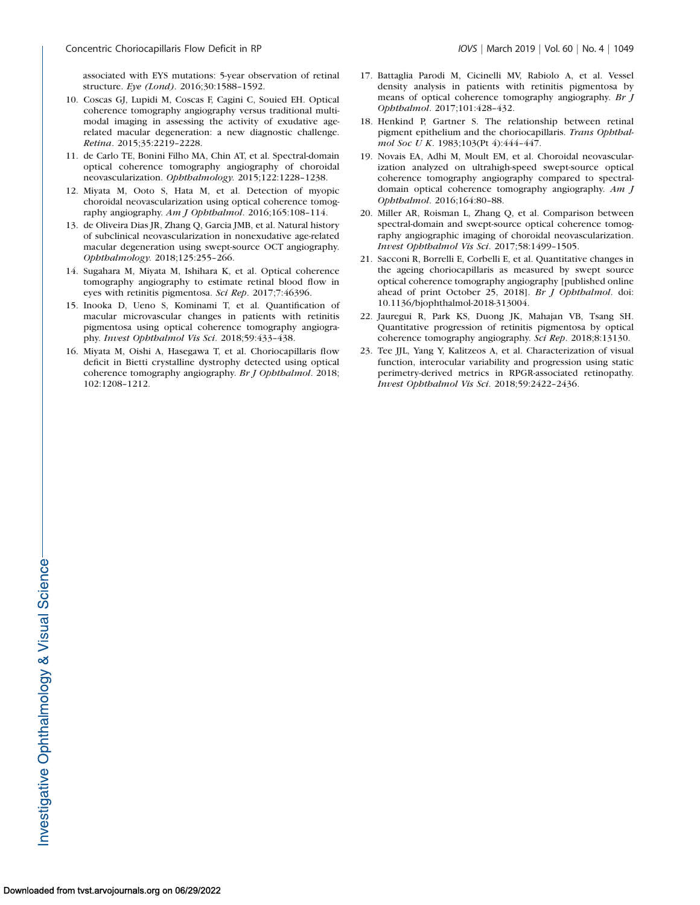associated with EYS mutations: 5-year observation of retinal structure. *Eye (Lond)*. 2016;30:1588–1592.

10. Coscas GJ, Lupidi M, Coscas F, Cagini C, Souied EH. Optical coherence tomography angiography versus traditional multimodal imaging in assessing the activity of exudative age-related macular degeneration: a new diagnostic challenge. *Retina*. 2015;35:2219–2228.
11. de Carlo TE, Bonini Filho MA, Chin AT, et al. Spectral-domain optical coherence tomography angiography of choroidal neovascularization. *Ophthalmology.* 2015;122:1228–1238.
12. Miyata M, Ooto S, Hata M, et al. Detection of myopic choroidal neovascularization using optical coherence tomography angiography. *Am J Ophthalmol*. 2016;165:108–114.
13. de Oliveira Dias JR, Zhang Q, Garcia JMB, et al. Natural history of subclinical neovascularization in nonexudative age-related macular degeneration using swept-source OCT angiography. *Ophthalmology.* 2018;125:255–266.
14. Sugahara M, Miyata M, Ishihara K, et al. Optical coherence tomography angiography to estimate retinal blood flow in eyes with retinitis pigmentosa. *Sci Rep*. 2017;7:46396.
15. Inooka D, Ueno S, Kominami T, et al. Quantification of macular microvascular changes in patients with retinitis pigmentosa using optical coherence tomography angiography. *Invest Ophthalmol Vis Sci*. 2018;59:433–438.
16. Miyata M, Oishi A, Hasegawa T, et al. Choriocapillaris flow deficit in Bietti crystalline dystrophy detected using optical coherence tomography angiography. *Br J Ophthalmol*. 2018; 102:1208–1212.
17. Battaglia Parodi M, Cicinelli MV, Rabiolo A, et al. Vessel density analysis in patients with retinitis pigmentosa by means of optical coherence tomography angiography. *Br J Ophthalmol*. 2017;101:428–432.
18. Henkind P, Gartner S. The relationship between retinal pigment epithelium and the choriocapillaris. *Trans Ophthalmol Soc U K*. 1983;103(Pt 4):444–447.
19. Novais EA, Adhi M, Moult EM, et al. Choroidal neovascularization analyzed on ultrahigh-speed swept-source optical coherence tomography angiography compared to spectral-domain optical coherence tomography angiography. *Am J Ophthalmol*. 2016;164:80–88.
20. Miller AR, Roisman L, Zhang Q, et al. Comparison between spectral-domain and swept-source optical coherence tomography angiographic imaging of choroidal neovascularization. *Invest Ophthalmol Vis Sci*. 2017;58:1499–1505.
21. Sacconi R, Borrelli E, Corbelli E, et al. Quantitative changes in the ageing choriocapillaris as measured by swept source optical coherence tomography angiography [published online ahead of print October 25, 2018]. *Br J Ophthalmol*. doi: 10.1136/bjophthalmol-2018-313004.
22. Jauregui R, Park KS, Duong JK, Mahajan VB, Tsang SH. Quantitative progression of retinitis pigmentosa by optical coherence tomography angiography. *Sci Rep*. 2018;8:13130.
23. Tee JJL, Yang Y, Kalitzeos A, et al. Characterization of visual function, interocular variability and progression using static perimetry-derived metrics in RPGR-associated retinopathy. *Invest Ophthalmol Vis Sci*. 2018;59:2422–2436.